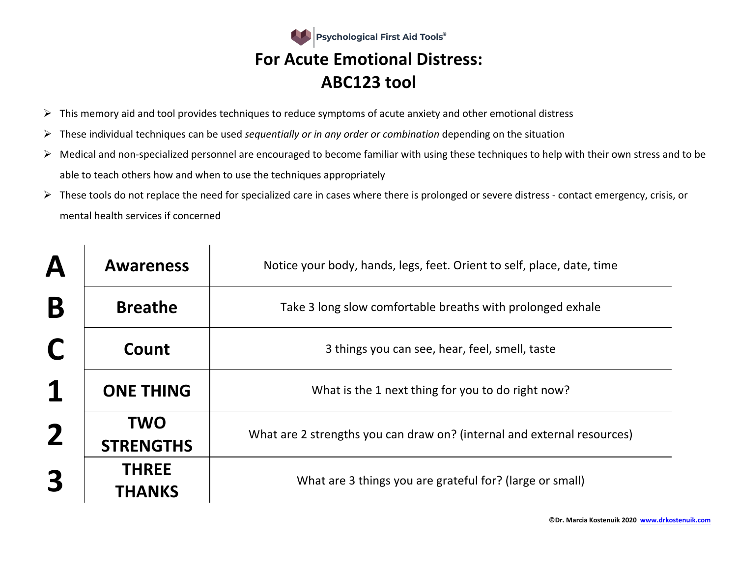Psychological First Aid Tools©

# For Acute Emotional Distress: ABC123 tool

- This memory aid and tool provides techniques to reduce symptoms of acute anxiety and other emotional distress
- These individual techniques can be used *sequentially or in any order or combination* depending on the situation
- Medical and non-specialized personnel are encouraged to become familiar with using these techniques to help with their own stress and to be able to teach others how and when to use the techniques appropriately
- These tools do not replace the need for specialized care in cases where there is prolonged or severe distress - contact emergency, crisis, or mental health services if concerned

| | | |
|---|---|---|
| **A** | **Awareness** | Notice your body, hands, legs, feet. Orient to self, place, date, time |
| **B** | **Breathe** | Take 3 long slow comfortable breaths with prolonged exhale |
| **C** | **Count** | 3 things you can see, hear, feel, smell, taste |
| **1** | **ONE THING** | What is the 1 next thing for you to do right now? |
| **2** | **TWO STRENGTHS** | What are 2 strengths you can draw on? (internal and external resources) |
| **3** | **THREE THANKS** | What are 3 things you are grateful for? (large or small) |

**©Dr. Marcia Kostenuik 2020 www.drkostenuik.com**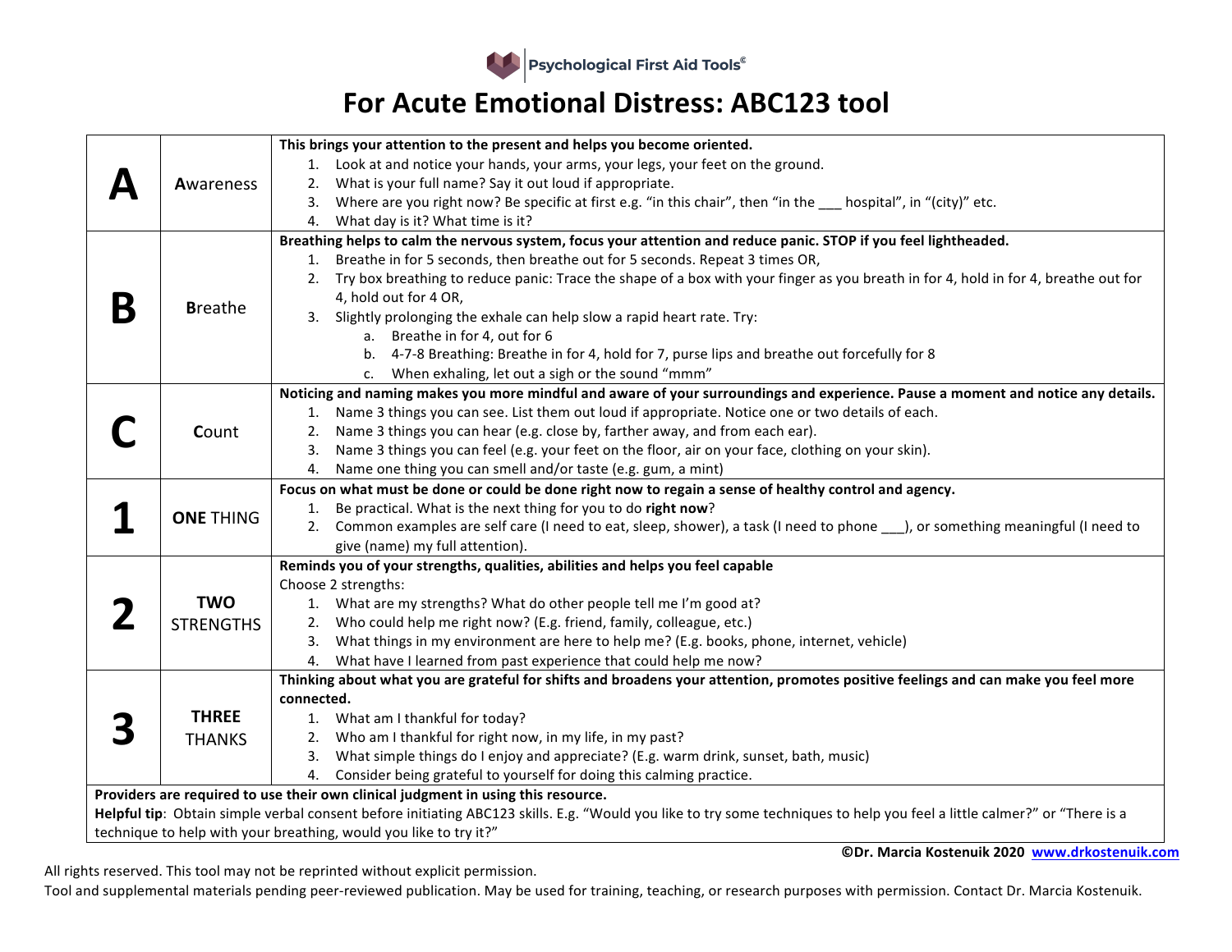Psychological First Aid Tools©

# For Acute Emotional Distress: ABC123 tool

| | | |
|---|---|---|
| **A** | **A**wareness | **This brings your attention to the present and helps you become oriented.**<br>1. Look at and notice your hands, your arms, your legs, your feet on the ground.<br>2. What is your full name? Say it out loud if appropriate.<br>3. Where are you right now? Be specific at first e.g. "in this chair", then "in the ___ hospital", in "(city)" etc.<br>4. What day is it? What time is it? |
| **B** | **B**reathe | **Breathing helps to calm the nervous system, focus your attention and reduce panic. STOP if you feel lightheaded.**<br>1. Breathe in for 5 seconds, then breathe out for 5 seconds. Repeat 3 times OR,<br>2. Try box breathing to reduce panic: Trace the shape of a box with your finger as you breath in for 4, hold in for 4, breathe out for 4, hold out for 4 OR,<br>3. Slightly prolonging the exhale can help slow a rapid heart rate. Try:<br>a. Breathe in for 4, out for 6<br>b. 4-7-8 Breathing: Breathe in for 4, hold for 7, purse lips and breathe out forcefully for 8<br>c. When exhaling, let out a sigh or the sound "mmm" |
| **C** | **C**ount | **Noticing and naming makes you more mindful and aware of your surroundings and experience. Pause a moment and notice any details.**<br>1. Name 3 things you can see. List them out loud if appropriate. Notice one or two details of each.<br>2. Name 3 things you can hear (e.g. close by, farther away, and from each ear).<br>3. Name 3 things you can feel (e.g. your feet on the floor, air on your face, clothing on your skin).<br>4. Name one thing you can smell and/or taste (e.g. gum, a mint) |
| **1** | **ONE** THING | **Focus on what must be done or could be done right now to regain a sense of healthy control and agency.**<br>1. Be practical. What is the next thing for you to do **right now**?<br>2. Common examples are self care (I need to eat, sleep, shower), a task (I need to phone ___), or something meaningful (I need to give (name) my full attention). |
| **2** | **TWO** STRENGTHS | **Reminds you of your strengths, qualities, abilities and helps you feel capable**<br>Choose 2 strengths:<br>1. What are my strengths? What do other people tell me I'm good at?<br>2. Who could help me right now? (E.g. friend, family, colleague, etc.)<br>3. What things in my environment are here to help me? (E.g. books, phone, internet, vehicle)<br>4. What have I learned from past experience that could help me now? |
| **3** | **THREE** THANKS | **Thinking about what you are grateful for shifts and broadens your attention, promotes positive feelings and can make you feel more connected.**<br>1. What am I thankful for today?<br>2. Who am I thankful for right now, in my life, in my past?<br>3. What simple things do I enjoy and appreciate? (E.g. warm drink, sunset, bath, music)<br>4. Consider being grateful to yourself for doing this calming practice. |

**Providers are required to use their own clinical judgment in using this resource.**
**Helpful tip**: Obtain simple verbal consent before initiating ABC123 skills. E.g. "Would you like to try some techniques to help you feel a little calmer?" or "There is a technique to help with your breathing, would you like to try it?"

**©Dr. Marcia Kostenuik 2020 www.drkostenuik.com**

All rights reserved. This tool may not be reprinted without explicit permission.
Tool and supplemental materials pending peer-reviewed publication. May be used for training, teaching, or research purposes with permission. Contact Dr. Marcia Kostenuik.